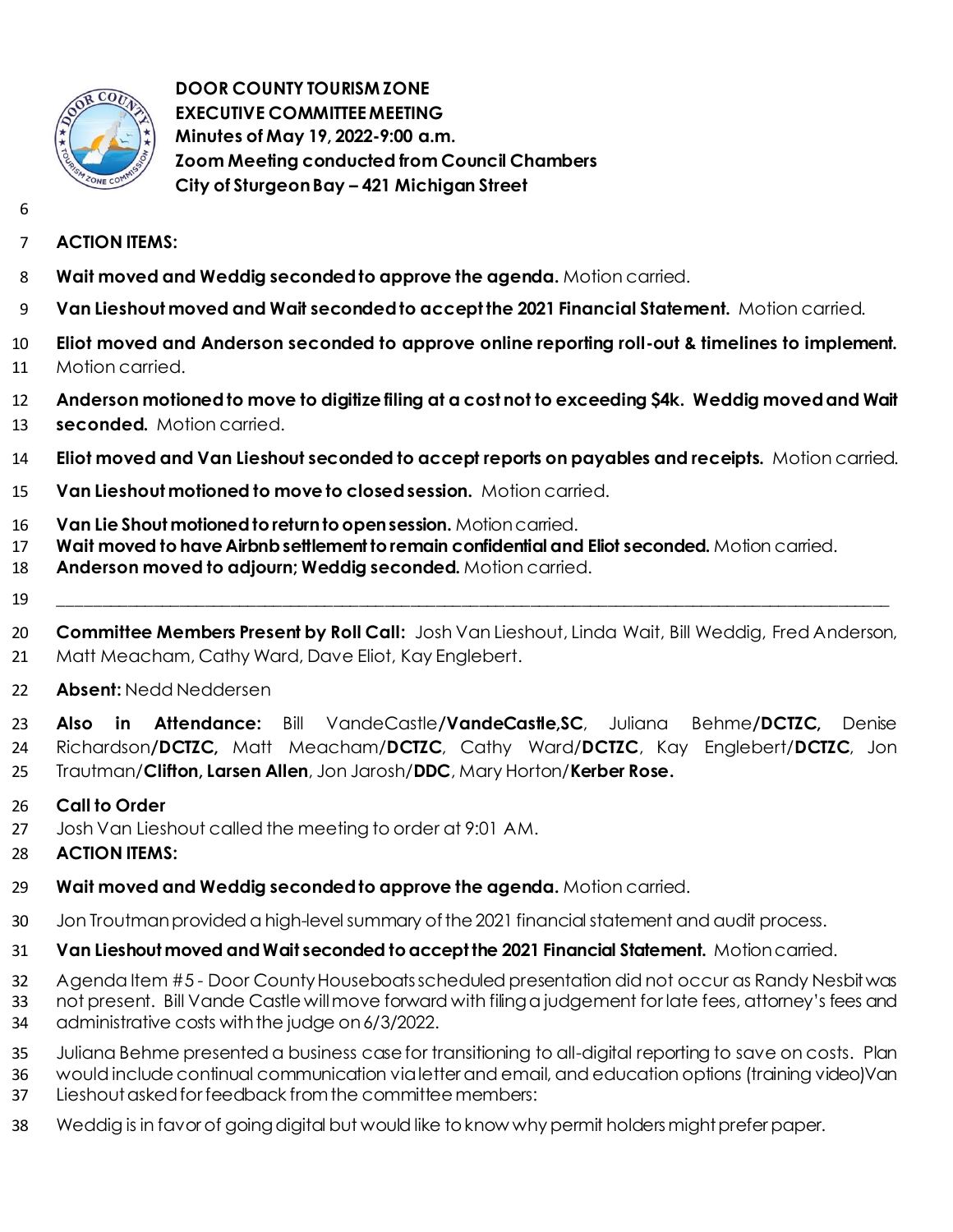**DOOR COUNTY TOURISM ZONE**
**EXECUTIVE COMMITTEE MEETING**
**Minutes of May 19, 2022-9:00 a.m.**
**Zoom Meeting conducted from Council Chambers**
**City of Sturgeon Bay – 421 Michigan Street**

**ACTION ITEMS:**

**Wait moved and Weddig seconded to approve the agenda.** Motion carried.

**Van Lieshout moved and Wait seconded to accept the 2021 Financial Statement.** Motion carried.

**Eliot moved and Anderson seconded to approve online reporting roll-out & timelines to implement.** Motion carried.

**Anderson motioned to move to digitize filing at a cost not to exceeding $4k. Weddig moved and Wait seconded.** Motion carried.

**Eliot moved and Van Lieshout seconded to accept reports on payables and receipts.** Motion carried.

**Van Lieshout motioned to move to closed session.** Motion carried.

**Van Lie Shout motioned to return to open session.** Motion carried.
**Wait moved to have Airbnb settlement to remain confidential and Eliot seconded.** Motion carried.
**Anderson moved to adjourn; Weddig seconded.** Motion carried.

---

**Committee Members Present by Roll Call:** Josh Van Lieshout, Linda Wait, Bill Weddig, Fred Anderson, Matt Meacham, Cathy Ward, Dave Eliot, Kay Englebert.

**Absent:** Nedd Neddersen

**Also in Attendance:** Bill VandeCastle/**VandeCastle,SC**, Juliana Behme/**DCTZC,** Denise Richardson/**DCTZC,** Matt Meacham/**DCTZC**, Cathy Ward/**DCTZC**, Kay Englebert/**DCTZC**, Jon Trautman/**Clifton, Larsen Allen**, Jon Jarosh/**DDC**, Mary Horton/**Kerber Rose.**

**Call to Order**
Josh Van Lieshout called the meeting to order at 9:01 AM.
**ACTION ITEMS:**

**Wait moved and Weddig seconded to approve the agenda.** Motion carried.

Jon Troutman provided a high-level summary of the 2021 financial statement and audit process.

**Van Lieshout moved and Wait seconded to accept the 2021 Financial Statement.** Motion carried.

Agenda Item #5 - Door County Houseboats scheduled presentation did not occur as Randy Nesbit was not present. Bill Vande Castle will move forward with filing a judgement for late fees, attorney's fees and administrative costs with the judge on 6/3/2022.

Juliana Behme presented a business case for transitioning to all-digital reporting to save on costs. Plan would include continual communication via letter and email, and education options (training video)Van Lieshout asked for feedback from the committee members:

Weddig is in favor of going digital but would like to know why permit holders might prefer paper.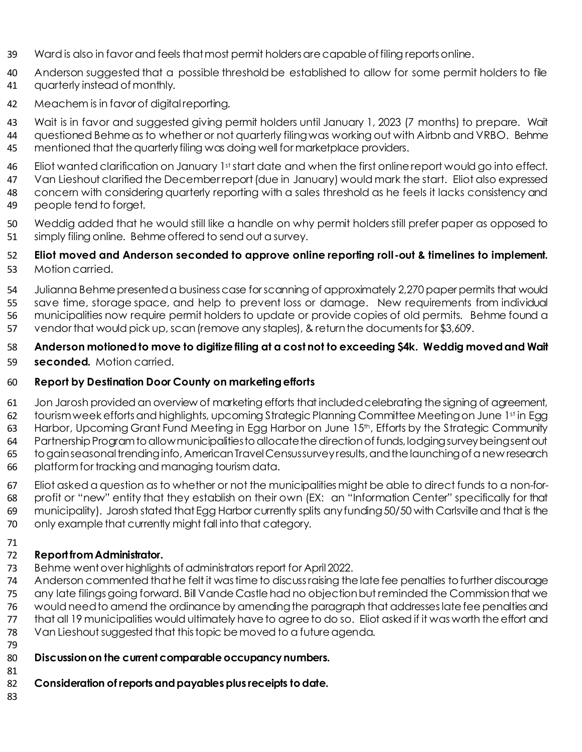Ward is also in favor and feels that most permit holders are capable of filing reports online.

Anderson suggested that a possible threshold be established to allow for some permit holders to file quarterly instead of monthly.

Meachem is in favor of digital reporting.

Wait is in favor and suggested giving permit holders until January 1, 2023 (7 months) to prepare. Wait questioned Behme as to whether or not quarterly filing was working out with Airbnb and VRBO. Behme mentioned that the quarterly filing was doing well for marketplace providers.

Eliot wanted clarification on January 1st start date and when the first online report would go into effect. Van Lieshout clarified the December report (due in January) would mark the start. Eliot also expressed concern with considering quarterly reporting with a sales threshold as he feels it lacks consistency and people tend to forget.

Weddig added that he would still like a handle on why permit holders still prefer paper as opposed to simply filing online. Behme offered to send out a survey.

**Eliot moved and Anderson seconded to approve online reporting roll-out & timelines to implement.** Motion carried.

Julianna Behme presented a business case for scanning of approximately 2,270 paper permits that would save time, storage space, and help to prevent loss or damage. New requirements from individual municipalities now require permit holders to update or provide copies of old permits. Behme found a vendor that would pick up, scan (remove any staples), & return the documents for $3,609.

**Anderson motioned to move to digitize filing at a cost not to exceeding $4k. Weddig moved and Wait seconded.** Motion carried.

**Report by Destination Door County on marketing efforts**

Jon Jarosh provided an overview of marketing efforts that included celebrating the signing of agreement, tourism week efforts and highlights, upcoming Strategic Planning Committee Meeting on June 1st in Egg Harbor, Upcoming Grant Fund Meeting in Egg Harbor on June 15th, Efforts by the Strategic Community Partnership Program to allow municipalities to allocate the direction of funds, lodging survey being sent out to gain seasonal trending info, American Travel Census survey results, and the launching of a new research platform for tracking and managing tourism data.

Eliot asked a question as to whether or not the municipalities might be able to direct funds to a non-for-profit or "new" entity that they establish on their own (EX: an "Information Center" specifically for that municipality). Jarosh stated that Egg Harbor currently splits any funding 50/50 with Carlsville and that is the only example that currently might fall into that category.

**Report from Administrator.**

Behme went over highlights of administrators report for April 2022.

Anderson commented that he felt it was time to discuss raising the late fee penalties to further discourage any late filings going forward. Bill Vande Castle had no objection but reminded the Commission that we would need to amend the ordinance by amending the paragraph that addresses late fee penalties and that all 19 municipalities would ultimately have to agree to do so. Eliot asked if it was worth the effort and Van Lieshout suggested that this topic be moved to a future agenda.

**Discussion on the current comparable occupancy numbers.**

**Consideration of reports and payables plus receipts to date.**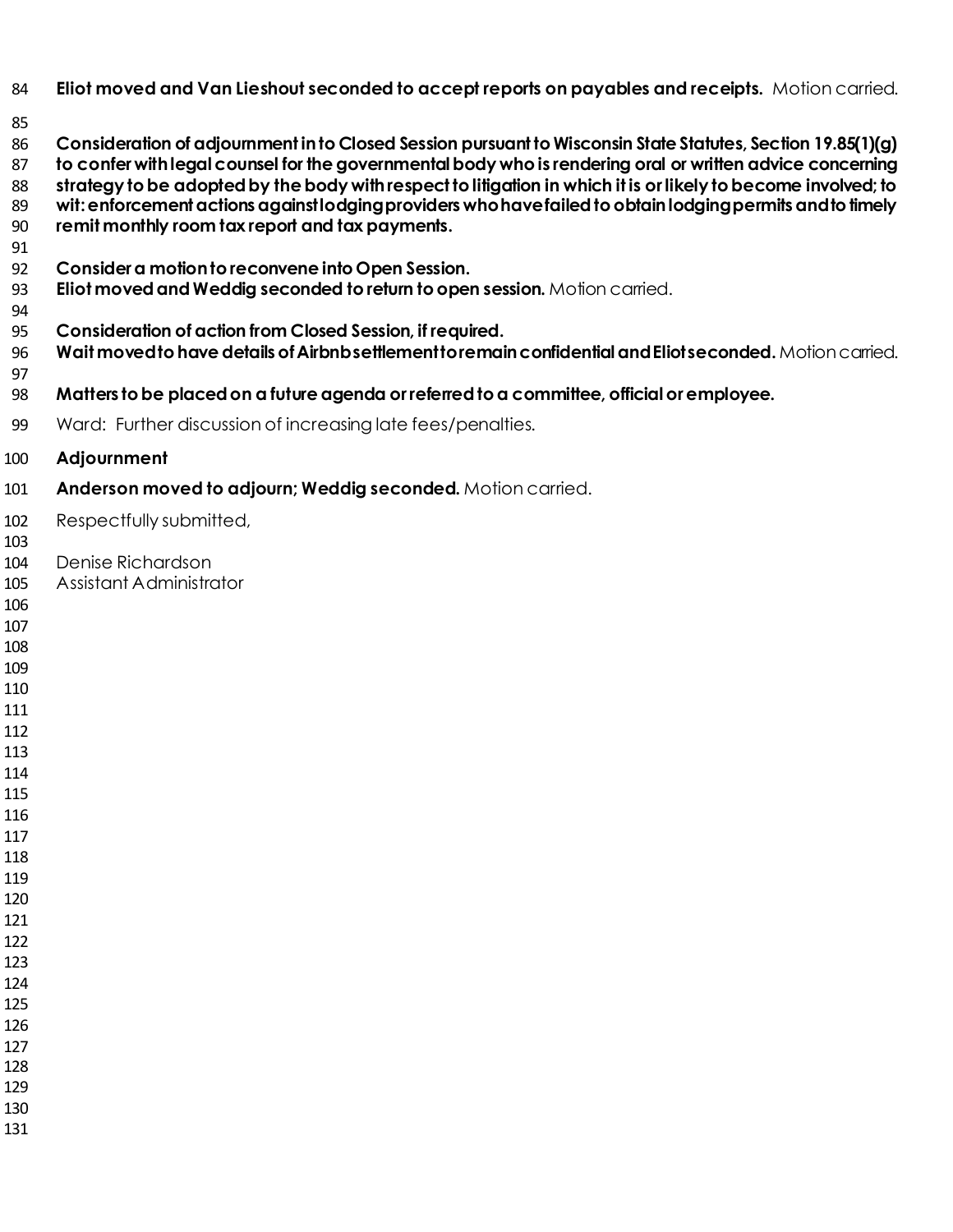**Eliot moved and Van Lieshout seconded to accept reports on payables and receipts.** Motion carried.

**Consideration of adjournment in to Closed Session pursuant to Wisconsin State Statutes, Section 19.85(1)(g) to confer with legal counsel for the governmental body who is rendering oral or written advice concerning strategy to be adopted by the body with respect to litigation in which it is or likely to become involved; to wit: enforcement actions against lodging providers who have failed to obtain lodging permits and to timely remit monthly room tax report and tax payments.**

**Consider a motion to reconvene into Open Session.**
**Eliot moved and Weddig seconded to return to open session.** Motion carried.

**Consideration of action from Closed Session, if required.**
**Wait moved to have details of Airbnb settlement to remain confidential and Eliot seconded.** Motion carried.

**Matters to be placed on a future agenda or referred to a committee, official or employee.**

Ward: Further discussion of increasing late fees/penalties.

**Adjournment**

**Anderson moved to adjourn; Weddig seconded.** Motion carried.

Respectfully submitted,

Denise Richardson
Assistant Administrator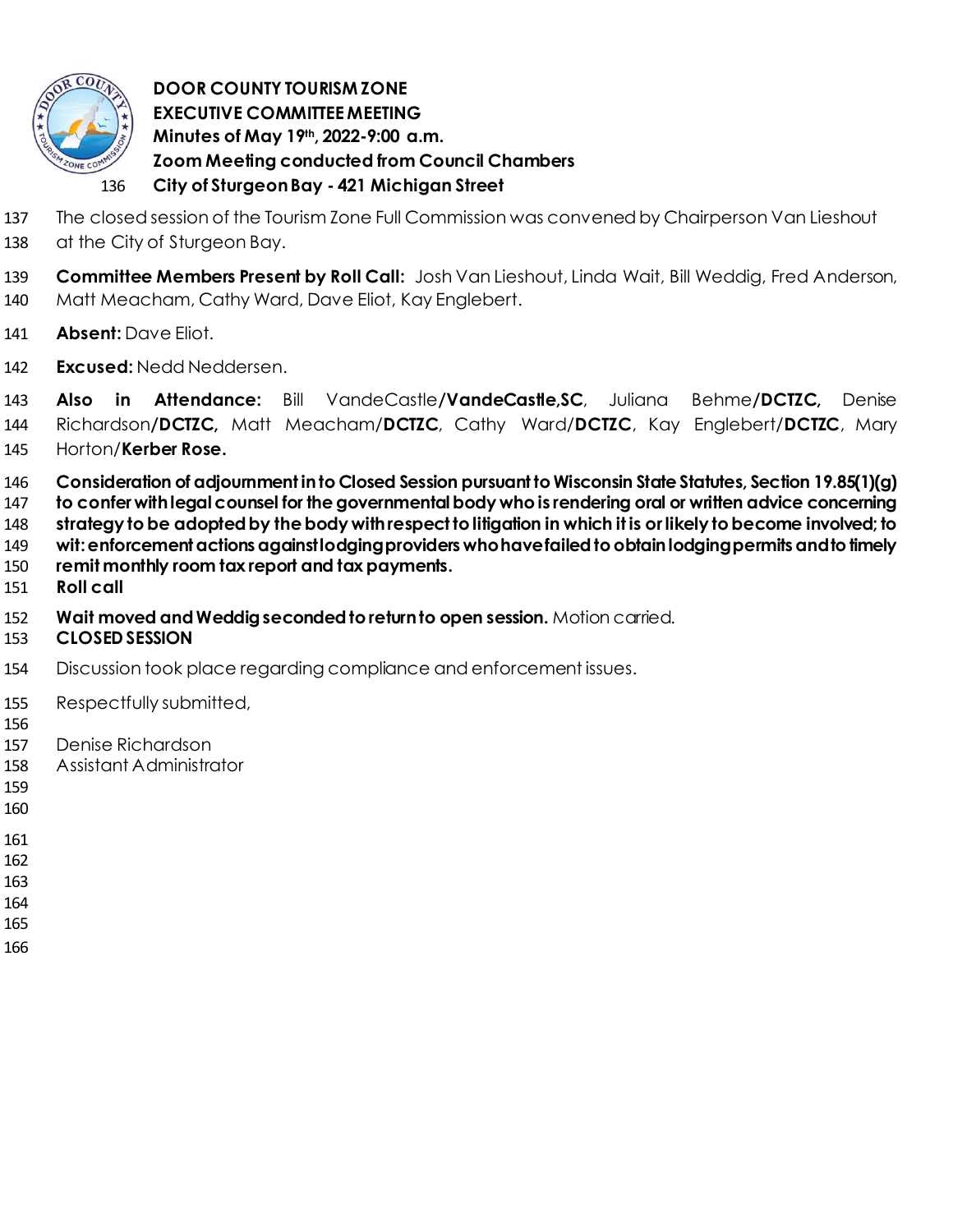**DOOR COUNTY TOURISM ZONE**
**EXECUTIVE COMMITTEE MEETING**
**Minutes of May 19th, 2022-9:00 a.m.**
**Zoom Meeting conducted from Council Chambers**
**City of Sturgeon Bay - 421 Michigan Street**

The closed session of the Tourism Zone Full Commission was convened by Chairperson Van Lieshout at the City of Sturgeon Bay.

**Committee Members Present by Roll Call:** Josh Van Lieshout, Linda Wait, Bill Weddig, Fred Anderson, Matt Meacham, Cathy Ward, Dave Eliot, Kay Englebert.

**Absent:** Dave Eliot.

**Excused:** Nedd Neddersen.

**Also in Attendance:** Bill VandeCastle/**VandeCastle,SC**, Juliana Behme/**DCTZC,** Denise Richardson/**DCTZC,** Matt Meacham/**DCTZC**, Cathy Ward/**DCTZC**, Kay Englebert/**DCTZC**, Mary Horton/**Kerber Rose.**

**Consideration of adjournment in to Closed Session pursuant to Wisconsin State Statutes, Section 19.85(1)(g) to confer with legal counsel for the governmental body who is rendering oral or written advice concerning strategy to be adopted by the body with respect to litigation in which it is or likely to become involved; to wit: enforcement actions against lodging providers who have failed to obtain lodging permits and to timely remit monthly room tax report and tax payments.**
**Roll call**

**Wait moved and Weddig seconded to return to open session.** Motion carried.
**CLOSED SESSION**

Discussion took place regarding compliance and enforcement issues.

Respectfully submitted,

Denise Richardson
Assistant Administrator